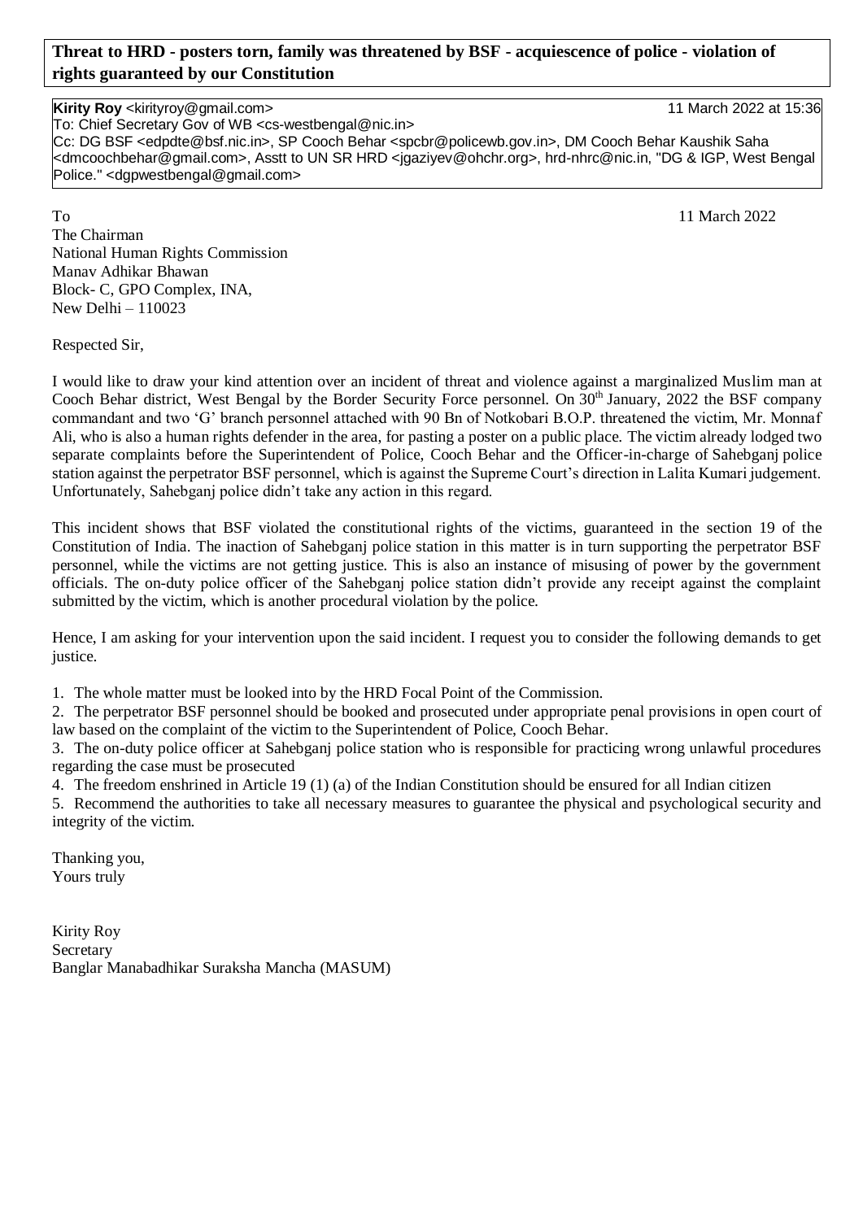**Threat to HRD - posters torn, family was threatened by BSF - acquiescence of police - violation of rights guaranteed by our Constitution**

**Kirity Roy** <kirityroy@gmail.com> 11 March 2022 at 15:36
To: Chief Secretary Gov of WB <cs-westbengal@nic.in>
Cc: DG BSF <edpdte@bsf.nic.in>, SP Cooch Behar <spcbr@policewb.gov.in>, DM Cooch Behar Kaushik Saha <dmcoochbehar@gmail.com>, Asstt to UN SR HRD <jgaziyev@ohchr.org>, hrd-nhrc@nic.in, "DG & IGP, West Bengal Police." <dgpwestbengal@gmail.com>

To
The Chairman
National Human Rights Commission
Manav Adhikar Bhawan
Block- C, GPO Complex, INA,
New Delhi – 110023

11 March 2022

Respected Sir,

I would like to draw your kind attention over an incident of threat and violence against a marginalized Muslim man at Cooch Behar district, West Bengal by the Border Security Force personnel. On 30th January, 2022 the BSF company commandant and two 'G' branch personnel attached with 90 Bn of Notkobari B.O.P. threatened the victim, Mr. Monnaf Ali, who is also a human rights defender in the area, for pasting a poster on a public place. The victim already lodged two separate complaints before the Superintendent of Police, Cooch Behar and the Officer-in-charge of Sahebganj police station against the perpetrator BSF personnel, which is against the Supreme Court's direction in Lalita Kumari judgement. Unfortunately, Sahebganj police didn't take any action in this regard.

This incident shows that BSF violated the constitutional rights of the victims, guaranteed in the section 19 of the Constitution of India. The inaction of Sahebganj police station in this matter is in turn supporting the perpetrator BSF personnel, while the victims are not getting justice. This is also an instance of misusing of power by the government officials. The on-duty police officer of the Sahebganj police station didn't provide any receipt against the complaint submitted by the victim, which is another procedural violation by the police.

Hence, I am asking for your intervention upon the said incident. I request you to consider the following demands to get justice.

1. The whole matter must be looked into by the HRD Focal Point of the Commission.
2. The perpetrator BSF personnel should be booked and prosecuted under appropriate penal provisions in open court of law based on the complaint of the victim to the Superintendent of Police, Cooch Behar.
3. The on-duty police officer at Sahebganj police station who is responsible for practicing wrong unlawful procedures regarding the case must be prosecuted
4. The freedom enshrined in Article 19 (1) (a) of the Indian Constitution should be ensured for all Indian citizen
5. Recommend the authorities to take all necessary measures to guarantee the physical and psychological security and integrity of the victim.

Thanking you,
Yours truly

Kirity Roy
Secretary
Banglar Manabadhikar Suraksha Mancha (MASUM)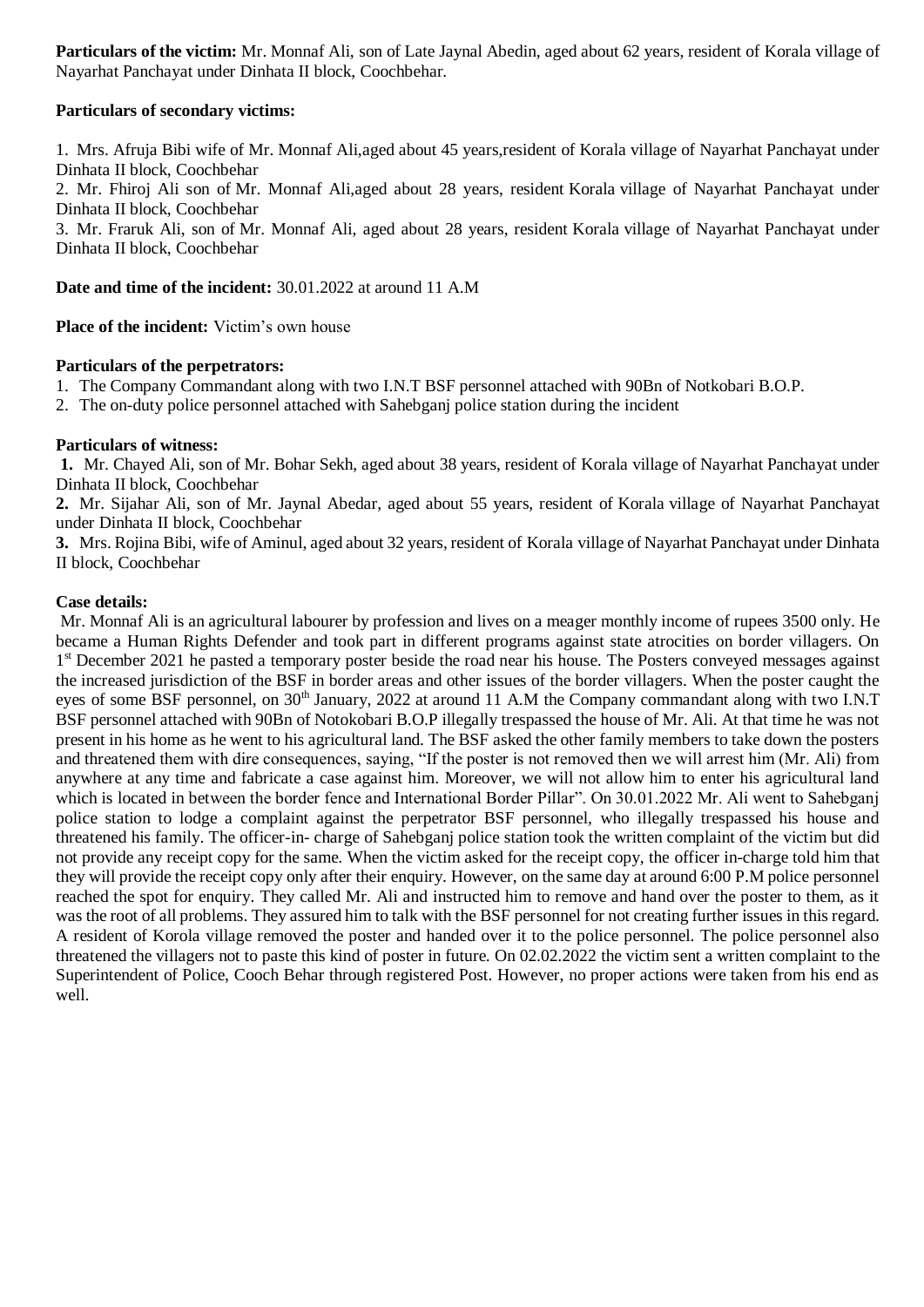**Particulars of the victim:** Mr. Monnaf Ali, son of Late Jaynal Abedin, aged about 62 years, resident of Korala village of Nayarhat Panchayat under Dinhata II block, Coochbehar.

**Particulars of secondary victims:**

1. Mrs. Afruja Bibi wife of Mr. Monnaf Ali,aged about 45 years,resident of Korala village of Nayarhat Panchayat under Dinhata II block, Coochbehar
2. Mr. Fhiroj Ali son of Mr. Monnaf Ali,aged about 28 years, resident Korala village of Nayarhat Panchayat under Dinhata II block, Coochbehar
3. Mr. Fraruk Ali, son of Mr. Monnaf Ali, aged about 28 years, resident Korala village of Nayarhat Panchayat under Dinhata II block, Coochbehar

**Date and time of the incident:** 30.01.2022 at around 11 A.M

**Place of the incident:** Victim's own house

**Particulars of the perpetrators:**

1. The Company Commandant along with two I.N.T BSF personnel attached with 90Bn of Notkobari B.O.P.
2. The on-duty police personnel attached with Sahebganj police station during the incident

**Particulars of witness:**

**1.** Mr. Chayed Ali, son of Mr. Bohar Sekh, aged about 38 years, resident of Korala village of Nayarhat Panchayat under Dinhata II block, Coochbehar

**2.** Mr. Sijahar Ali, son of Mr. Jaynal Abedar, aged about 55 years, resident of Korala village of Nayarhat Panchayat under Dinhata II block, Coochbehar

**3.** Mrs. Rojina Bibi, wife of Aminul, aged about 32 years, resident of Korala village of Nayarhat Panchayat under Dinhata II block, Coochbehar

**Case details:**

Mr. Monnaf Ali is an agricultural labourer by profession and lives on a meager monthly income of rupees 3500 only. He became a Human Rights Defender and took part in different programs against state atrocities on border villagers. On 1st December 2021 he pasted a temporary poster beside the road near his house. The Posters conveyed messages against the increased jurisdiction of the BSF in border areas and other issues of the border villagers. When the poster caught the eyes of some BSF personnel, on 30th January, 2022 at around 11 A.M the Company commandant along with two I.N.T BSF personnel attached with 90Bn of Notokobari B.O.P illegally trespassed the house of Mr. Ali. At that time he was not present in his home as he went to his agricultural land. The BSF asked the other family members to take down the posters and threatened them with dire consequences, saying, "If the poster is not removed then we will arrest him (Mr. Ali) from anywhere at any time and fabricate a case against him. Moreover, we will not allow him to enter his agricultural land which is located in between the border fence and International Border Pillar". On 30.01.2022 Mr. Ali went to Sahebganj police station to lodge a complaint against the perpetrator BSF personnel, who illegally trespassed his house and threatened his family. The officer-in- charge of Sahebganj police station took the written complaint of the victim but did not provide any receipt copy for the same. When the victim asked for the receipt copy, the officer in-charge told him that they will provide the receipt copy only after their enquiry. However, on the same day at around 6:00 P.M police personnel reached the spot for enquiry. They called Mr. Ali and instructed him to remove and hand over the poster to them, as it was the root of all problems. They assured him to talk with the BSF personnel for not creating further issues in this regard. A resident of Korola village removed the poster and handed over it to the police personnel. The police personnel also threatened the villagers not to paste this kind of poster in future. On 02.02.2022 the victim sent a written complaint to the Superintendent of Police, Cooch Behar through registered Post. However, no proper actions were taken from his end as well.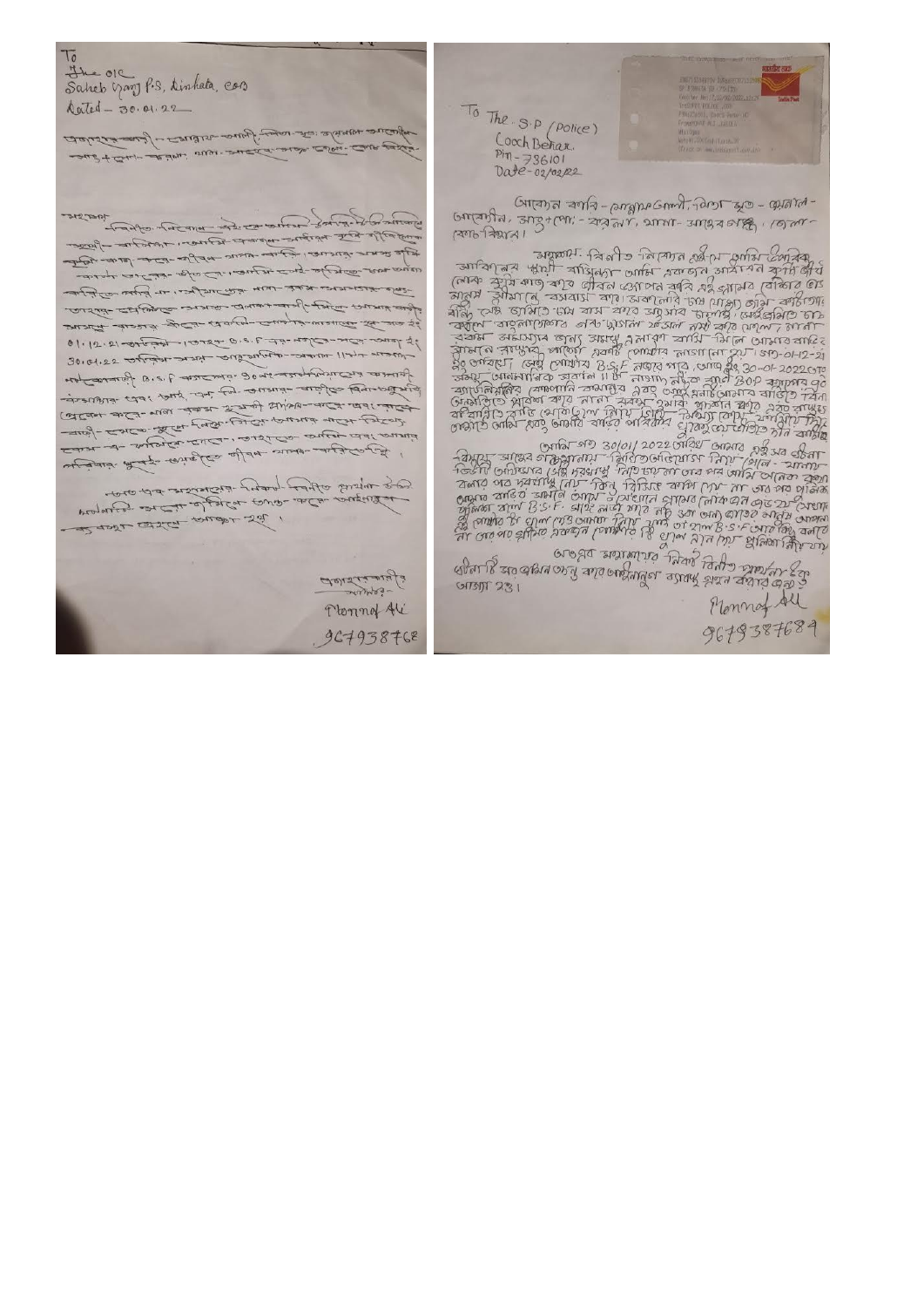To
The O/C
Saheb Ganj P.S, Dinhata, Cob
Dated – 30.01.22

আবেদনকারী – মোন্নাফ আলী, পিতা মৃত – আনাল আকৌলি, গ্রাম+পো: – বরকোট, থানা – সাহেবগঞ্জ, জেলা – কোচবিহার।

মহাশয়,

... 01.12.21 ... B.S.F ... 30.01.22 ... B.S.F ...

অতএব মহাশয়ের নিকট বিনীত প্রার্থনা ... আজ্ঞা হয়।

বিনীত
আবেদনকারী
Monnaf Ali
9679387684

---

To The S.P (Police)
Cooch Behar.
Pin-736101
Date-02/02/22

আবেদনকারি – মোন্নাফ আলী, পিতা মৃত – আনাল আকৌলি, গ্রাম+পো: – বরকোট, থানা – সাহেবগঞ্জ, জেলা – কোচবিহার।

মহাশয়,
বিনীত নিবেদন এই যে আমি উক্ত ঠিকানার স্থায়ী বাসিন্দা। ... 01-12-21 ... B.S.F ... 30-01-2022 ... BOP ...

আমি গত 30/01/2022 তারিখ ... B.S.F ... B.S.F ...

অতএব মহাশয়ের নিকট বিনীত প্রার্থনা উক্ত বিষয়টি ... আজ্ঞা হয়।

Monnaf Ali
9679387684